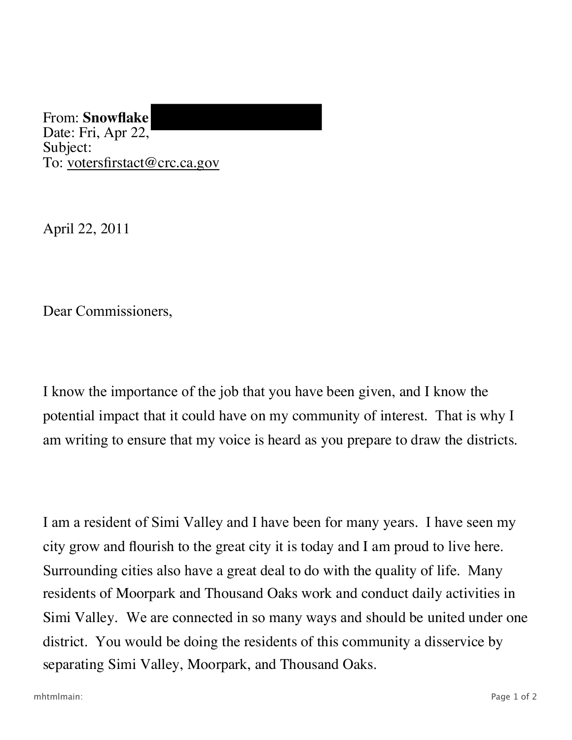From: **Snowflake**
Date: Fri, Apr 22,
Subject:
To: votersfirstact@crc.ca.gov

April 22, 2011

Dear Commissioners,

I know the importance of the job that you have been given, and I know the potential impact that it could have on my community of interest. That is why I am writing to ensure that my voice is heard as you prepare to draw the districts.

I am a resident of Simi Valley and I have been for many years. I have seen my city grow and flourish to the great city it is today and I am proud to live here. Surrounding cities also have a great deal to do with the quality of life. Many residents of Moorpark and Thousand Oaks work and conduct daily activities in Simi Valley. We are connected in so many ways and should be united under one district. You would be doing the residents of this community a disservice by separating Simi Valley, Moorpark, and Thousand Oaks.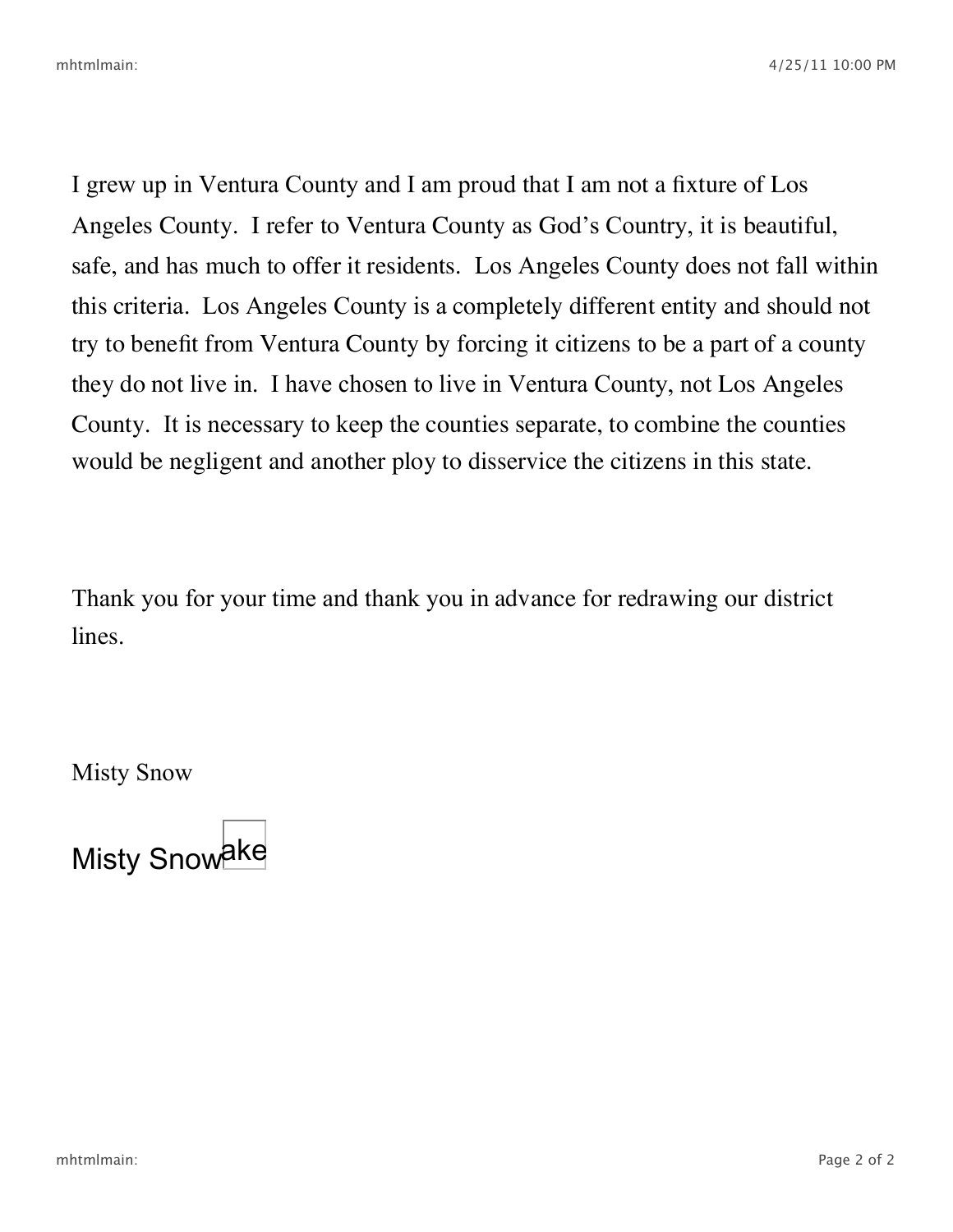I grew up in Ventura County and I am proud that I am not a fixture of Los Angeles County. I refer to Ventura County as God's Country, it is beautiful, safe, and has much to offer it residents. Los Angeles County does not fall within this criteria. Los Angeles County is a completely different entity and should not try to benefit from Ventura County by forcing it citizens to be a part of a county they do not live in. I have chosen to live in Ventura County, not Los Angeles County. It is necessary to keep the counties separate, to combine the counties would be negligent and another ploy to disservice the citizens in this state.

Thank you for your time and thank you in advance for redrawing our district lines.

Misty Snow

Misty Snowake